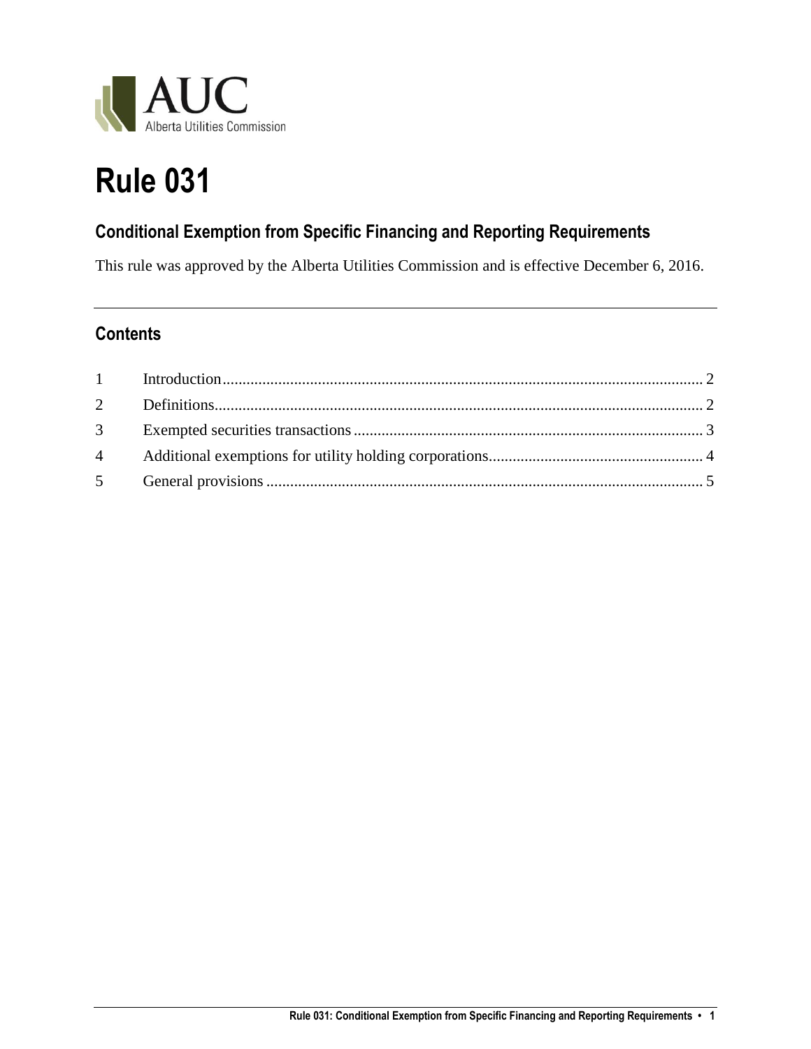AUC
Alberta Utilities Commission

# Rule 031

## Conditional Exemption from Specific Financing and Reporting Requirements

This rule was approved by the Alberta Utilities Commission and is effective December 6, 2016.

---

## Contents

| | | |
|---|---|---|
| 1 | Introduction | 2 |
| 2 | Definitions | 2 |
| 3 | Exempted securities transactions | 3 |
| 4 | Additional exemptions for utility holding corporations | 4 |
| 5 | General provisions | 5 |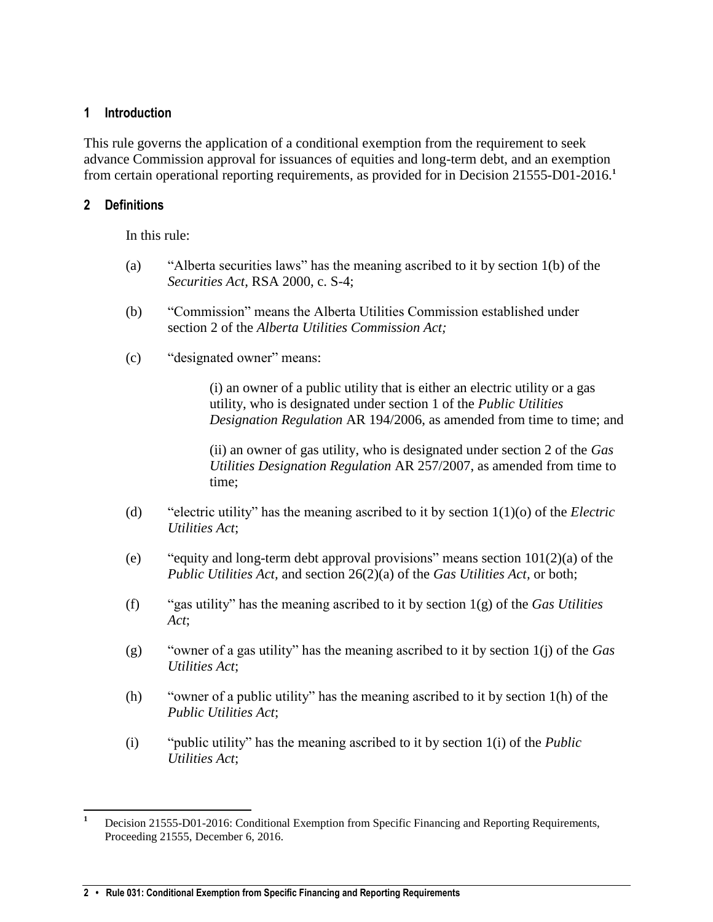## 1 Introduction

This rule governs the application of a conditional exemption from the requirement to seek advance Commission approval for issuances of equities and long-term debt, and an exemption from certain operational reporting requirements, as provided for in Decision 21555-D01-2016.[1]

## 2 Definitions

In this rule:

(a) "Alberta securities laws" has the meaning ascribed to it by section 1(b) of the *Securities Act*, RSA 2000, c. S-4;

(b) "Commission" means the Alberta Utilities Commission established under section 2 of the *Alberta Utilities Commission Act;*

(c) "designated owner" means:

(i) an owner of a public utility that is either an electric utility or a gas utility, who is designated under section 1 of the *Public Utilities Designation Regulation* AR 194/2006, as amended from time to time; and

(ii) an owner of gas utility, who is designated under section 2 of the *Gas Utilities Designation Regulation* AR 257/2007, as amended from time to time;

(d) "electric utility" has the meaning ascribed to it by section 1(1)(o) of the *Electric Utilities Act*;

(e) "equity and long-term debt approval provisions" means section 101(2)(a) of the *Public Utilities Act*, and section 26(2)(a) of the *Gas Utilities Act*, or both;

(f) "gas utility" has the meaning ascribed to it by section 1(g) of the *Gas Utilities Act*;

(g) "owner of a gas utility" has the meaning ascribed to it by section 1(j) of the *Gas Utilities Act*;

(h) "owner of a public utility" has the meaning ascribed to it by section 1(h) of the *Public Utilities Act*;

(i) "public utility" has the meaning ascribed to it by section 1(i) of the *Public Utilities Act*;

---

[1] Decision 21555-D01-2016: Conditional Exemption from Specific Financing and Reporting Requirements, Proceeding 21555, December 6, 2016.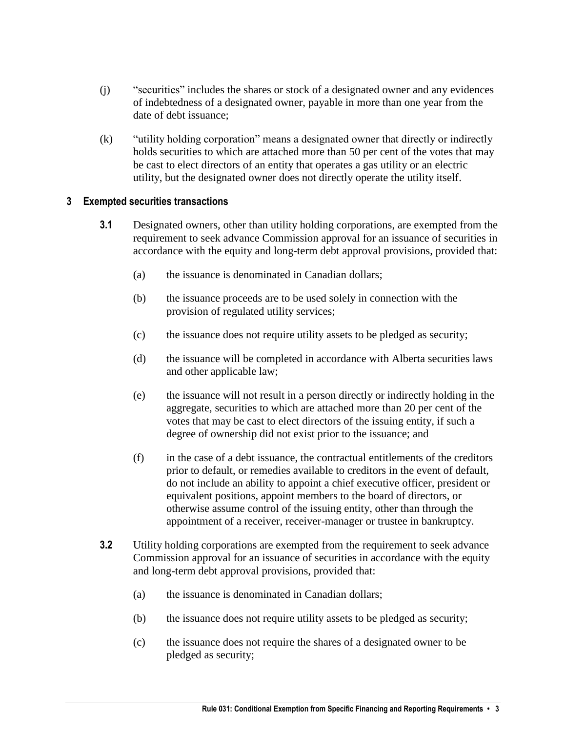(j) "securities" includes the shares or stock of a designated owner and any evidences of indebtedness of a designated owner, payable in more than one year from the date of debt issuance;

(k) "utility holding corporation" means a designated owner that directly or indirectly holds securities to which are attached more than 50 per cent of the votes that may be cast to elect directors of an entity that operates a gas utility or an electric utility, but the designated owner does not directly operate the utility itself.

## 3 Exempted securities transactions

**3.1** Designated owners, other than utility holding corporations, are exempted from the requirement to seek advance Commission approval for an issuance of securities in accordance with the equity and long-term debt approval provisions, provided that:

(a) the issuance is denominated in Canadian dollars;

(b) the issuance proceeds are to be used solely in connection with the provision of regulated utility services;

(c) the issuance does not require utility assets to be pledged as security;

(d) the issuance will be completed in accordance with Alberta securities laws and other applicable law;

(e) the issuance will not result in a person directly or indirectly holding in the aggregate, securities to which are attached more than 20 per cent of the votes that may be cast to elect directors of the issuing entity, if such a degree of ownership did not exist prior to the issuance; and

(f) in the case of a debt issuance, the contractual entitlements of the creditors prior to default, or remedies available to creditors in the event of default, do not include an ability to appoint a chief executive officer, president or equivalent positions, appoint members to the board of directors, or otherwise assume control of the issuing entity, other than through the appointment of a receiver, receiver-manager or trustee in bankruptcy.

**3.2** Utility holding corporations are exempted from the requirement to seek advance Commission approval for an issuance of securities in accordance with the equity and long-term debt approval provisions, provided that:

(a) the issuance is denominated in Canadian dollars;

(b) the issuance does not require utility assets to be pledged as security;

(c) the issuance does not require the shares of a designated owner to be pledged as security;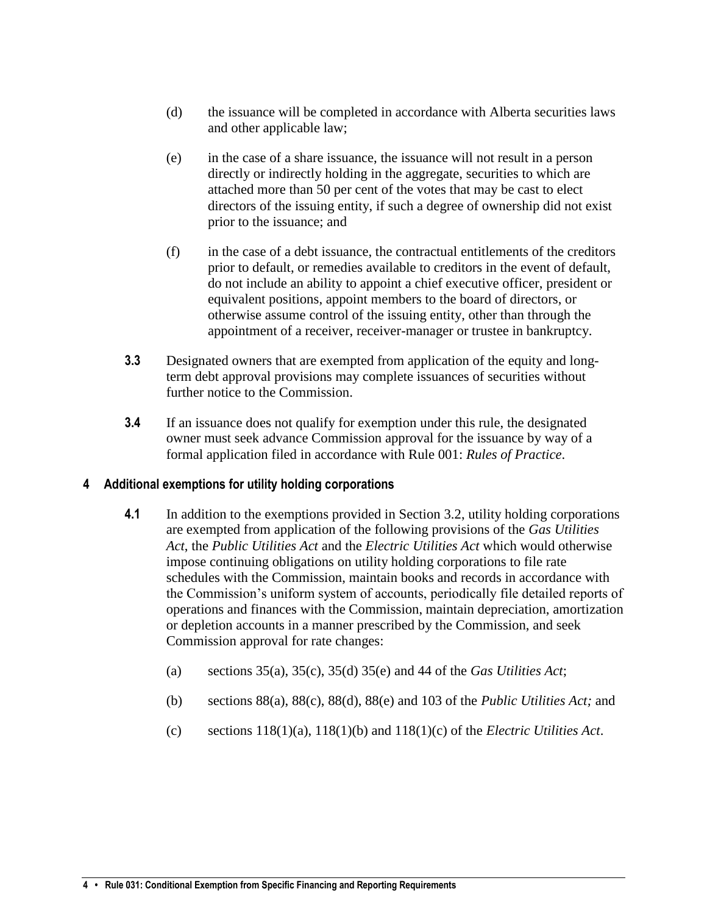(d) the issuance will be completed in accordance with Alberta securities laws and other applicable law;

(e) in the case of a share issuance, the issuance will not result in a person directly or indirectly holding in the aggregate, securities to which are attached more than 50 per cent of the votes that may be cast to elect directors of the issuing entity, if such a degree of ownership did not exist prior to the issuance; and

(f) in the case of a debt issuance, the contractual entitlements of the creditors prior to default, or remedies available to creditors in the event of default, do not include an ability to appoint a chief executive officer, president or equivalent positions, appoint members to the board of directors, or otherwise assume control of the issuing entity, other than through the appointment of a receiver, receiver-manager or trustee in bankruptcy.

**3.3** Designated owners that are exempted from application of the equity and long-term debt approval provisions may complete issuances of securities without further notice to the Commission.

**3.4** If an issuance does not qualify for exemption under this rule, the designated owner must seek advance Commission approval for the issuance by way of a formal application filed in accordance with Rule 001: *Rules of Practice*.

## 4 Additional exemptions for utility holding corporations

**4.1** In addition to the exemptions provided in Section 3.2, utility holding corporations are exempted from application of the following provisions of the *Gas Utilities Act*, the *Public Utilities Act* and the *Electric Utilities Act* which would otherwise impose continuing obligations on utility holding corporations to file rate schedules with the Commission, maintain books and records in accordance with the Commission's uniform system of accounts, periodically file detailed reports of operations and finances with the Commission, maintain depreciation, amortization or depletion accounts in a manner prescribed by the Commission, and seek Commission approval for rate changes:

(a) sections 35(a), 35(c), 35(d) 35(e) and 44 of the *Gas Utilities Act*;

(b) sections 88(a), 88(c), 88(d), 88(e) and 103 of the *Public Utilities Act;* and

(c) sections 118(1)(a), 118(1)(b) and 118(1)(c) of the *Electric Utilities Act*.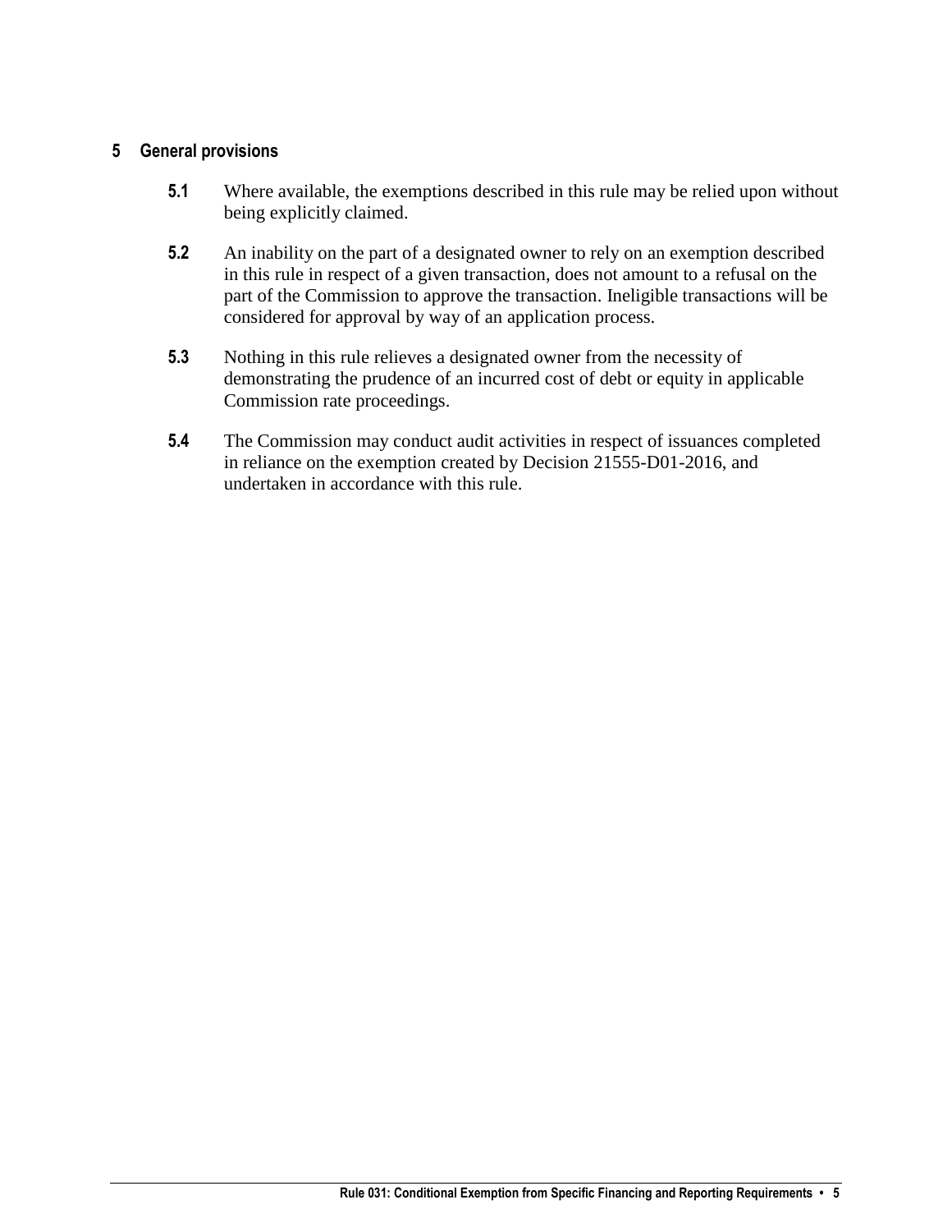## 5 General provisions

**5.1** Where available, the exemptions described in this rule may be relied upon without being explicitly claimed.

**5.2** An inability on the part of a designated owner to rely on an exemption described in this rule in respect of a given transaction, does not amount to a refusal on the part of the Commission to approve the transaction. Ineligible transactions will be considered for approval by way of an application process.

**5.3** Nothing in this rule relieves a designated owner from the necessity of demonstrating the prudence of an incurred cost of debt or equity in applicable Commission rate proceedings.

**5.4** The Commission may conduct audit activities in respect of issuances completed in reliance on the exemption created by Decision 21555-D01-2016, and undertaken in accordance with this rule.